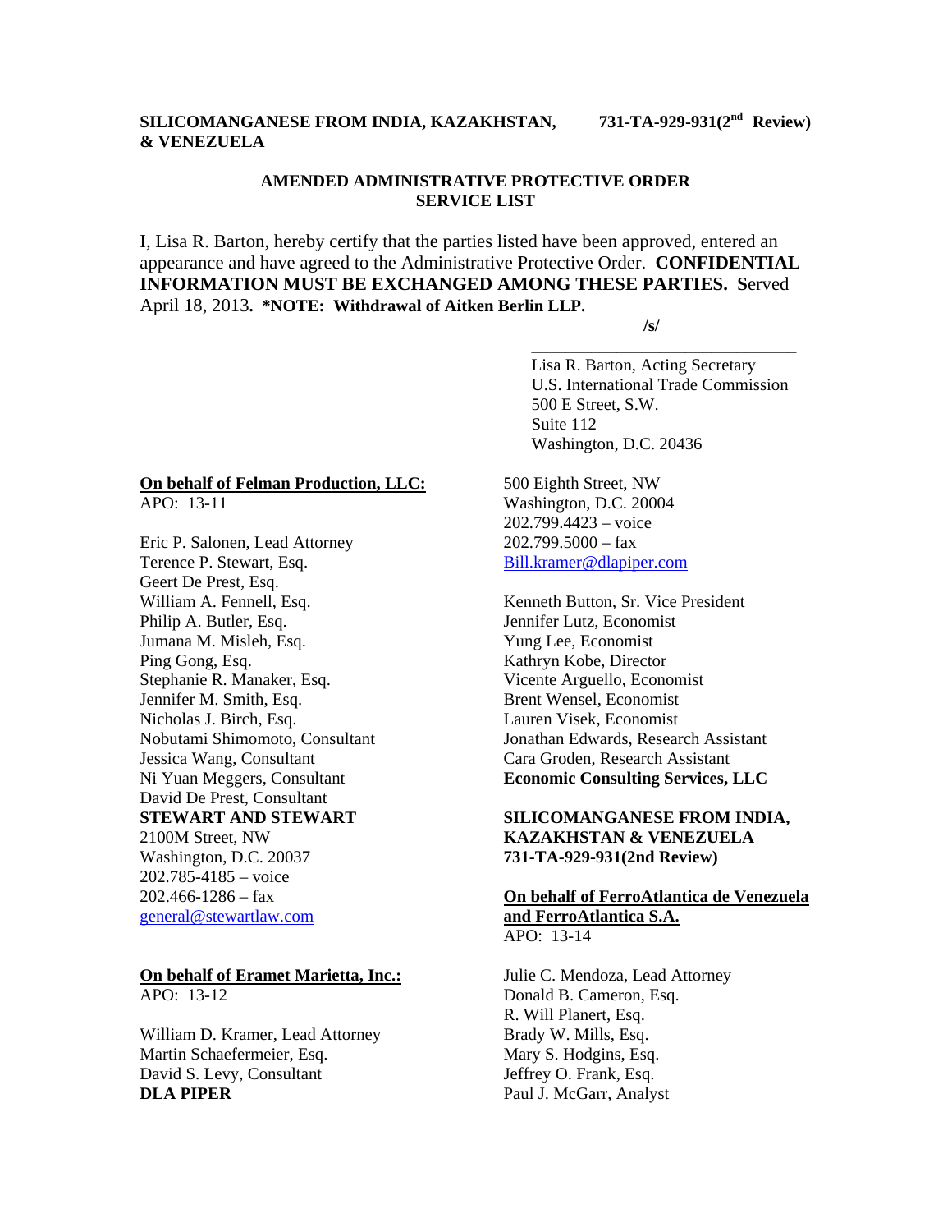**SILICOMANGANESE FROM INDIA, KAZAKHSTAN, & VENEZUELA** **731-TA-929-931(2nd Review)**

**AMENDED ADMINISTRATIVE PROTECTIVE ORDER SERVICE LIST**

I, Lisa R. Barton, hereby certify that the parties listed have been approved, entered an appearance and have agreed to the Administrative Protective Order. **CONFIDENTIAL INFORMATION MUST BE EXCHANGED AMONG THESE PARTIES.** Served April 18, 2013**. *NOTE: Withdrawal of Aitken Berlin LLP.**

/s/
\_\_\_\_\_\_\_\_\_\_\_\_\_\_\_\_\_\_\_\_\_\_\_\_\_\_\_\_\_\_\_\_
Lisa R. Barton, Acting Secretary
U.S. International Trade Commission
500 E Street, S.W.
Suite 112
Washington, D.C. 20436

**On behalf of Felman Production, LLC:**
APO: 13-11

Eric P. Salonen, Lead Attorney
Terence P. Stewart, Esq.
Geert De Prest, Esq.
William A. Fennell, Esq.
Philip A. Butler, Esq.
Jumana M. Misleh, Esq.
Ping Gong, Esq.
Stephanie R. Manaker, Esq.
Jennifer M. Smith, Esq.
Nicholas J. Birch, Esq.
Nobutami Shimomoto, Consultant
Jessica Wang, Consultant
Ni Yuan Meggers, Consultant
David De Prest, Consultant
**STEWART AND STEWART**
2100M Street, NW
Washington, D.C. 20037
202.785-4185 – voice
202.466-1286 – fax
general@stewartlaw.com

**On behalf of Eramet Marietta, Inc.:**
APO: 13-12

William D. Kramer, Lead Attorney
Martin Schaefermeier, Esq.
David S. Levy, Consultant
**DLA PIPER**
500 Eighth Street, NW
Washington, D.C. 20004
202.799.4423 – voice
202.799.5000 – fax
Bill.kramer@dlapiper.com

Kenneth Button, Sr. Vice President
Jennifer Lutz, Economist
Yung Lee, Economist
Kathryn Kobe, Director
Vicente Arguello, Economist
Brent Wensel, Economist
Lauren Visek, Economist
Jonathan Edwards, Research Assistant
Cara Groden, Research Assistant
**Economic Consulting Services, LLC**

**SILICOMANGANESE FROM INDIA, KAZAKHSTAN & VENEZUELA 731-TA-929-931(2nd Review)**

**On behalf of FerroAtlantica de Venezuela and FerroAtlantica S.A.**
APO: 13-14

Julie C. Mendoza, Lead Attorney
Donald B. Cameron, Esq.
R. Will Planert, Esq.
Brady W. Mills, Esq.
Mary S. Hodgins, Esq.
Jeffrey O. Frank, Esq.
Paul J. McGarr, Analyst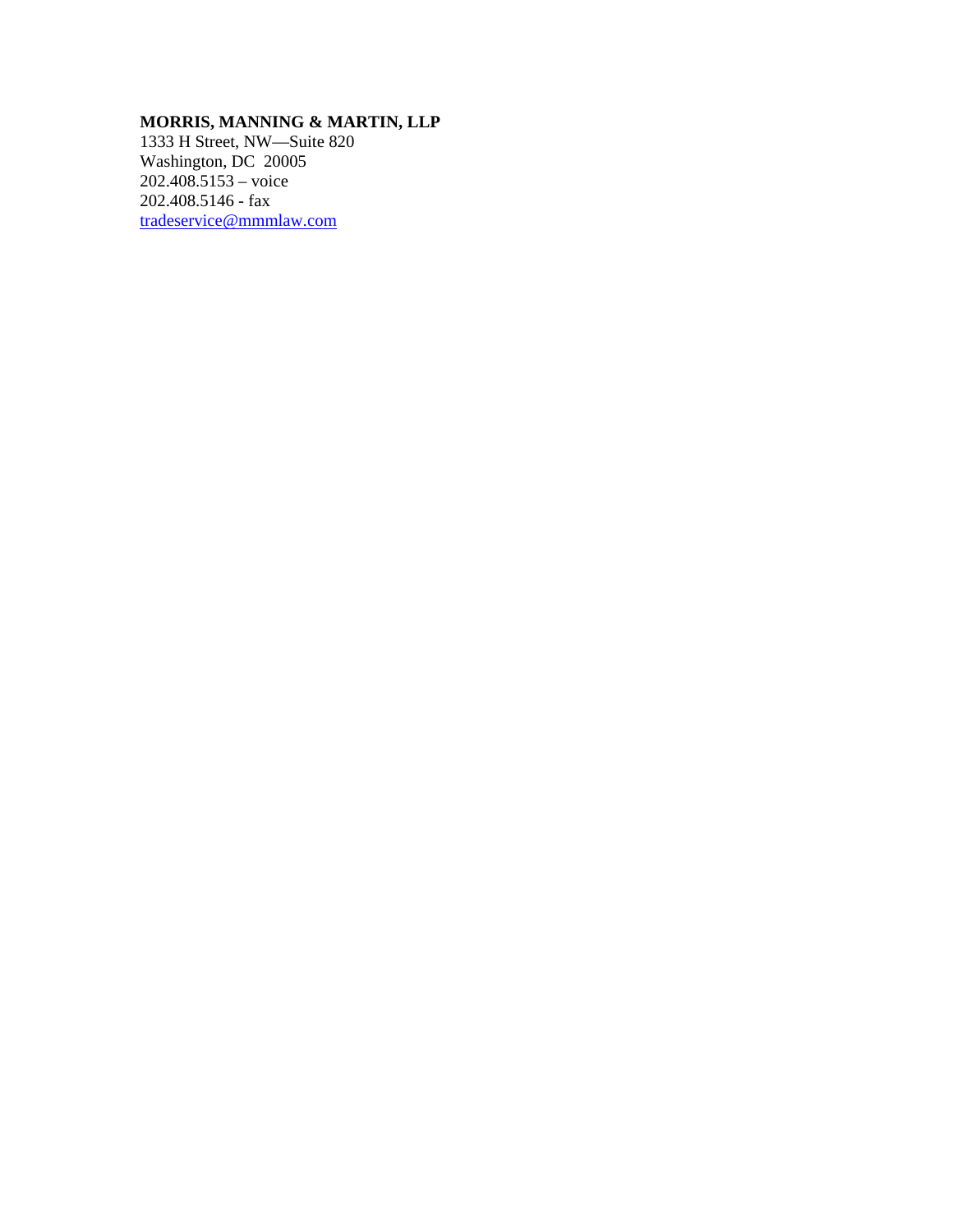**MORRIS, MANNING & MARTIN, LLP**
1333 H Street, NW—Suite 820
Washington, DC 20005
202.408.5153 – voice
202.408.5146 - fax
tradeservice@mmmlaw.com